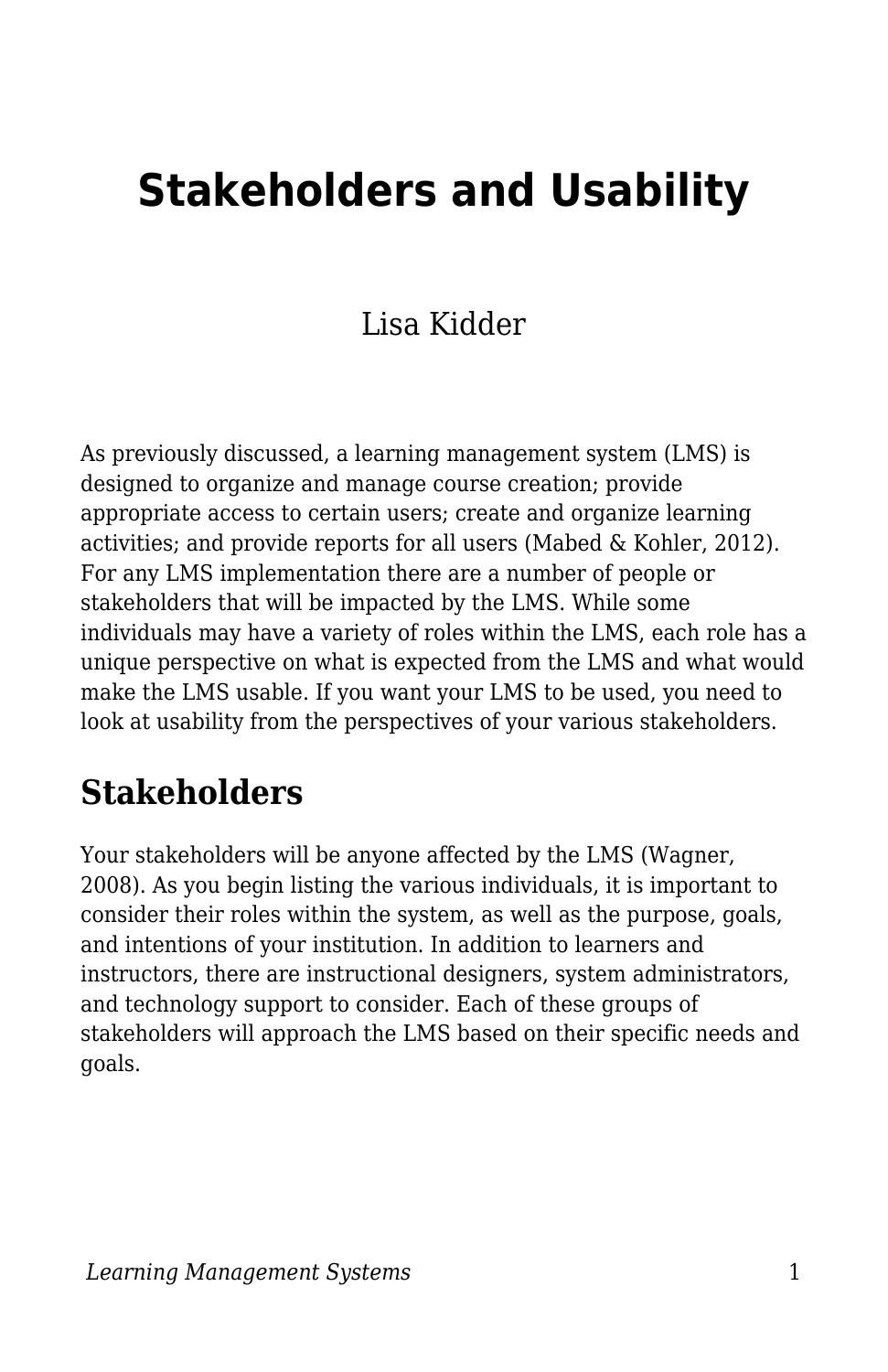# Stakeholders and Usability

Lisa Kidder

As previously discussed, a learning management system (LMS) is designed to organize and manage course creation; provide appropriate access to certain users; create and organize learning activities; and provide reports for all users (Mabed & Kohler, 2012). For any LMS implementation there are a number of people or stakeholders that will be impacted by the LMS. While some individuals may have a variety of roles within the LMS, each role has a unique perspective on what is expected from the LMS and what would make the LMS usable. If you want your LMS to be used, you need to look at usability from the perspectives of your various stakeholders.

## Stakeholders

Your stakeholders will be anyone affected by the LMS (Wagner, 2008). As you begin listing the various individuals, it is important to consider their roles within the system, as well as the purpose, goals, and intentions of your institution. In addition to learners and instructors, there are instructional designers, system administrators, and technology support to consider. Each of these groups of stakeholders will approach the LMS based on their specific needs and goals.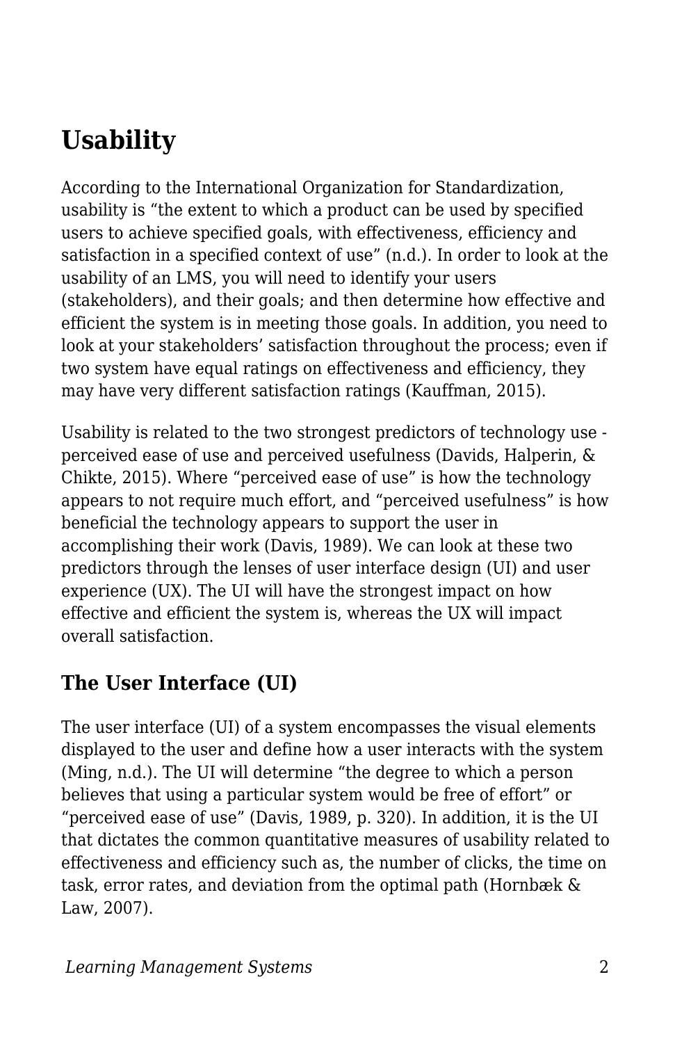# Usability

According to the International Organization for Standardization, usability is "the extent to which a product can be used by specified users to achieve specified goals, with effectiveness, efficiency and satisfaction in a specified context of use" (n.d.). In order to look at the usability of an LMS, you will need to identify your users (stakeholders), and their goals; and then determine how effective and efficient the system is in meeting those goals. In addition, you need to look at your stakeholders' satisfaction throughout the process; even if two system have equal ratings on effectiveness and efficiency, they may have very different satisfaction ratings (Kauffman, 2015).

Usability is related to the two strongest predictors of technology use - perceived ease of use and perceived usefulness (Davids, Halperin, & Chikte, 2015). Where "perceived ease of use" is how the technology appears to not require much effort, and "perceived usefulness" is how beneficial the technology appears to support the user in accomplishing their work (Davis, 1989). We can look at these two predictors through the lenses of user interface design (UI) and user experience (UX). The UI will have the strongest impact on how effective and efficient the system is, whereas the UX will impact overall satisfaction.

## The User Interface (UI)

The user interface (UI) of a system encompasses the visual elements displayed to the user and define how a user interacts with the system (Ming, n.d.). The UI will determine "the degree to which a person believes that using a particular system would be free of effort" or "perceived ease of use" (Davis, 1989, p. 320). In addition, it is the UI that dictates the common quantitative measures of usability related to effectiveness and efficiency such as, the number of clicks, the time on task, error rates, and deviation from the optimal path (Hornbæk & Law, 2007).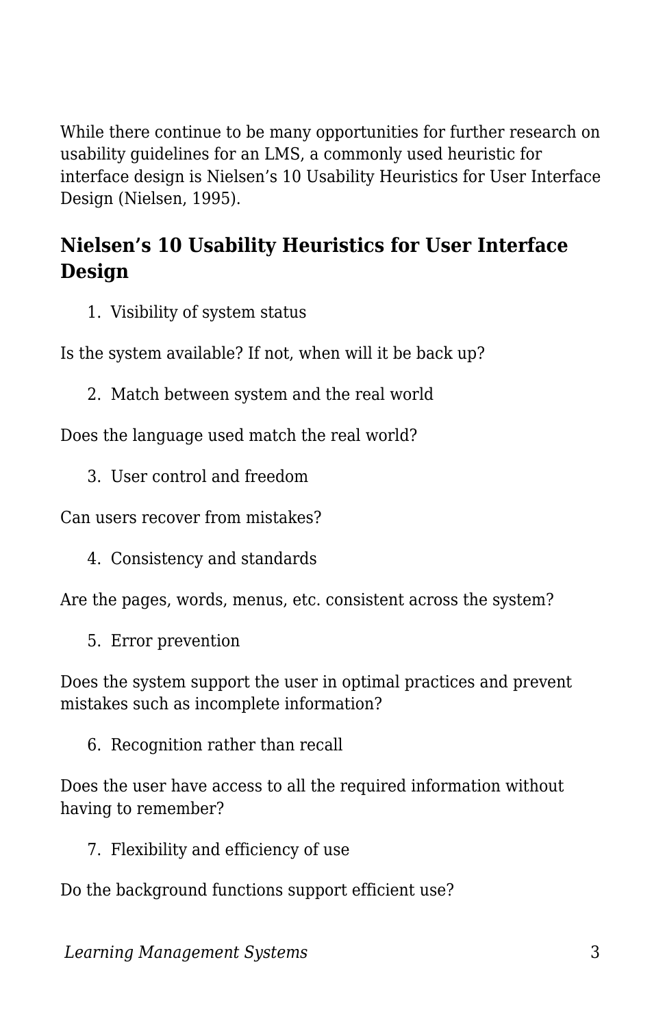While there continue to be many opportunities for further research on usability guidelines for an LMS, a commonly used heuristic for interface design is Nielsen's 10 Usability Heuristics for User Interface Design (Nielsen, 1995).

## Nielsen's 10 Usability Heuristics for User Interface Design

1. Visibility of system status

Is the system available? If not, when will it be back up?

2. Match between system and the real world

Does the language used match the real world?

3. User control and freedom

Can users recover from mistakes?

4. Consistency and standards

Are the pages, words, menus, etc. consistent across the system?

5. Error prevention

Does the system support the user in optimal practices and prevent mistakes such as incomplete information?

6. Recognition rather than recall

Does the user have access to all the required information without having to remember?

7. Flexibility and efficiency of use

Do the background functions support efficient use?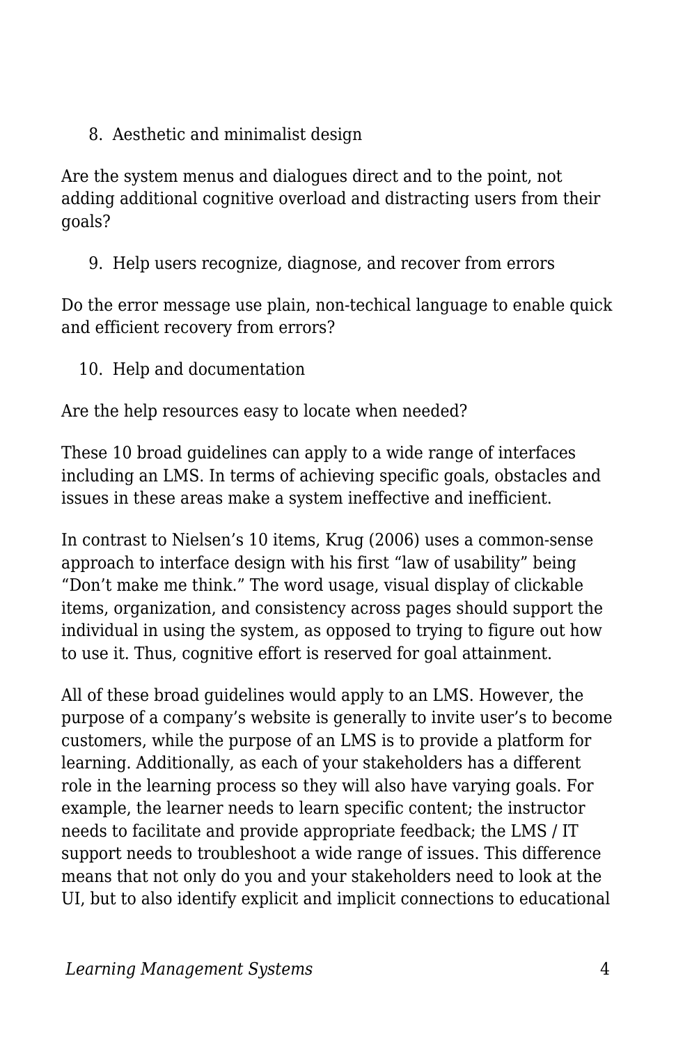8. Aesthetic and minimalist design

Are the system menus and dialogues direct and to the point, not adding additional cognitive overload and distracting users from their goals?

9. Help users recognize, diagnose, and recover from errors

Do the error message use plain, non-techical language to enable quick and efficient recovery from errors?

10. Help and documentation

Are the help resources easy to locate when needed?

These 10 broad guidelines can apply to a wide range of interfaces including an LMS. In terms of achieving specific goals, obstacles and issues in these areas make a system ineffective and inefficient.

In contrast to Nielsen's 10 items, Krug (2006) uses a common-sense approach to interface design with his first "law of usability" being "Don't make me think." The word usage, visual display of clickable items, organization, and consistency across pages should support the individual in using the system, as opposed to trying to figure out how to use it. Thus, cognitive effort is reserved for goal attainment.

All of these broad guidelines would apply to an LMS. However, the purpose of a company's website is generally to invite user's to become customers, while the purpose of an LMS is to provide a platform for learning. Additionally, as each of your stakeholders has a different role in the learning process so they will also have varying goals. For example, the learner needs to learn specific content; the instructor needs to facilitate and provide appropriate feedback; the LMS / IT support needs to troubleshoot a wide range of issues. This difference means that not only do you and your stakeholders need to look at the UI, but to also identify explicit and implicit connections to educational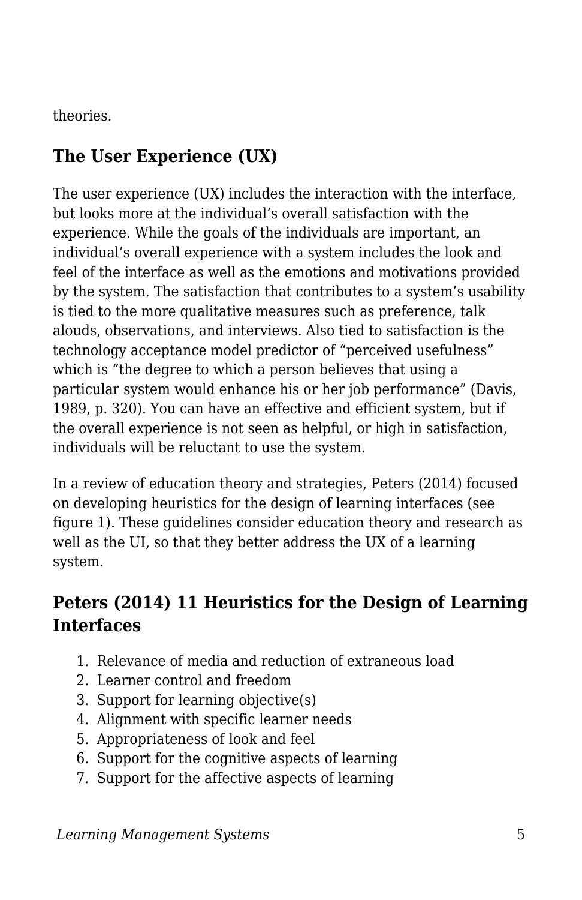theories.

## The User Experience (UX)

The user experience (UX) includes the interaction with the interface, but looks more at the individual's overall satisfaction with the experience. While the goals of the individuals are important, an individual's overall experience with a system includes the look and feel of the interface as well as the emotions and motivations provided by the system. The satisfaction that contributes to a system's usability is tied to the more qualitative measures such as preference, talk alouds, observations, and interviews. Also tied to satisfaction is the technology acceptance model predictor of "perceived usefulness" which is "the degree to which a person believes that using a particular system would enhance his or her job performance" (Davis, 1989, p. 320). You can have an effective and efficient system, but if the overall experience is not seen as helpful, or high in satisfaction, individuals will be reluctant to use the system.

In a review of education theory and strategies, Peters (2014) focused on developing heuristics for the design of learning interfaces (see figure 1). These guidelines consider education theory and research as well as the UI, so that they better address the UX of a learning system.

## Peters (2014) 11 Heuristics for the Design of Learning Interfaces

1. Relevance of media and reduction of extraneous load
2. Learner control and freedom
3. Support for learning objective(s)
4. Alignment with specific learner needs
5. Appropriateness of look and feel
6. Support for the cognitive aspects of learning
7. Support for the affective aspects of learning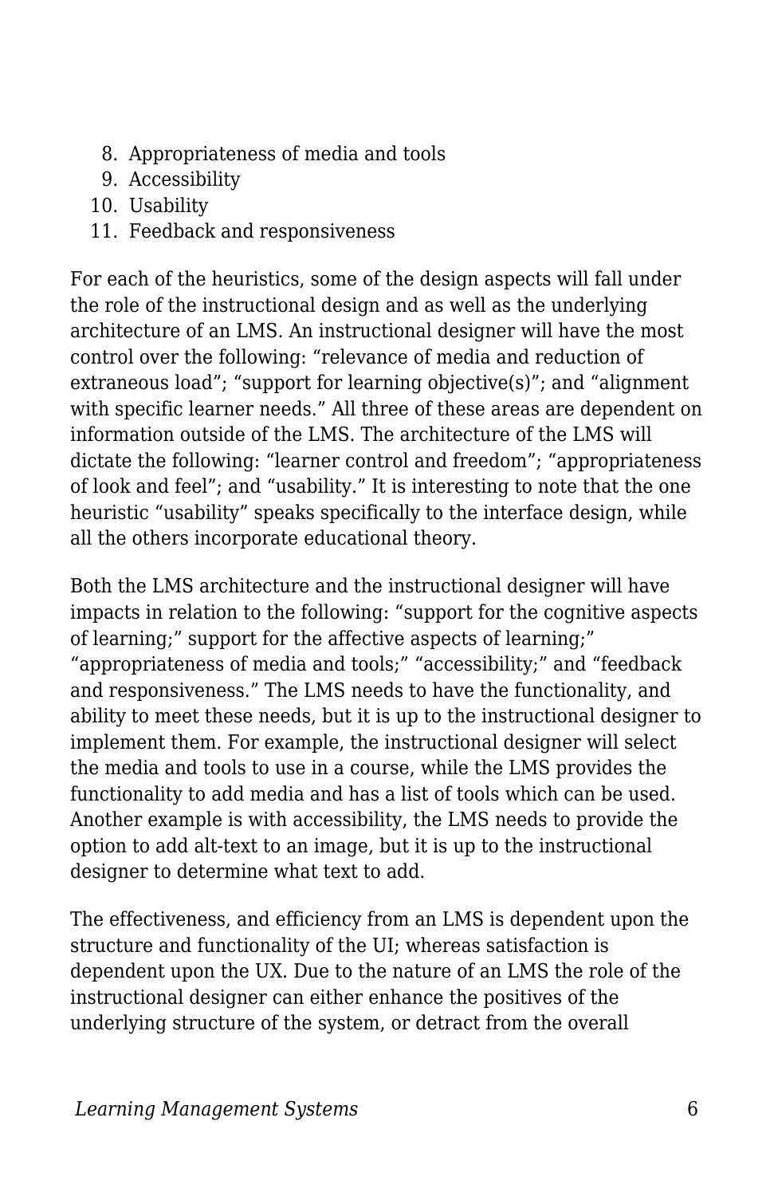8. Appropriateness of media and tools
9. Accessibility
10. Usability
11. Feedback and responsiveness

For each of the heuristics, some of the design aspects will fall under the role of the instructional design and as well as the underlying architecture of an LMS. An instructional designer will have the most control over the following: “relevance of media and reduction of extraneous load”; “support for learning objective(s)”; and “alignment with specific learner needs.” All three of these areas are dependent on information outside of the LMS. The architecture of the LMS will dictate the following: “learner control and freedom”; “appropriateness of look and feel”; and “usability.” It is interesting to note that the one heuristic “usability” speaks specifically to the interface design, while all the others incorporate educational theory.

Both the LMS architecture and the instructional designer will have impacts in relation to the following: “support for the cognitive aspects of learning;” support for the affective aspects of learning;” “appropriateness of media and tools;” “accessibility;” and “feedback and responsiveness.” The LMS needs to have the functionality, and ability to meet these needs, but it is up to the instructional designer to implement them. For example, the instructional designer will select the media and tools to use in a course, while the LMS provides the functionality to add media and has a list of tools which can be used. Another example is with accessibility, the LMS needs to provide the option to add alt-text to an image, but it is up to the instructional designer to determine what text to add.

The effectiveness, and efficiency from an LMS is dependent upon the structure and functionality of the UI; whereas satisfaction is dependent upon the UX. Due to the nature of an LMS the role of the instructional designer can either enhance the positives of the underlying structure of the system, or detract from the overall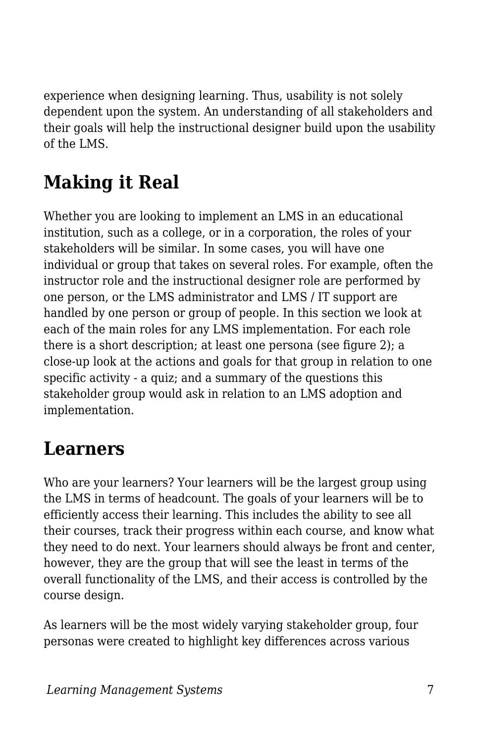experience when designing learning. Thus, usability is not solely dependent upon the system. An understanding of all stakeholders and their goals will help the instructional designer build upon the usability of the LMS.

## Making it Real

Whether you are looking to implement an LMS in an educational institution, such as a college, or in a corporation, the roles of your stakeholders will be similar. In some cases, you will have one individual or group that takes on several roles. For example, often the instructor role and the instructional designer role are performed by one person, or the LMS administrator and LMS / IT support are handled by one person or group of people. In this section we look at each of the main roles for any LMS implementation. For each role there is a short description; at least one persona (see figure 2); a close-up look at the actions and goals for that group in relation to one specific activity - a quiz; and a summary of the questions this stakeholder group would ask in relation to an LMS adoption and implementation.

## Learners

Who are your learners? Your learners will be the largest group using the LMS in terms of headcount. The goals of your learners will be to efficiently access their learning. This includes the ability to see all their courses, track their progress within each course, and know what they need to do next. Your learners should always be front and center, however, they are the group that will see the least in terms of the overall functionality of the LMS, and their access is controlled by the course design.

As learners will be the most widely varying stakeholder group, four personas were created to highlight key differences across various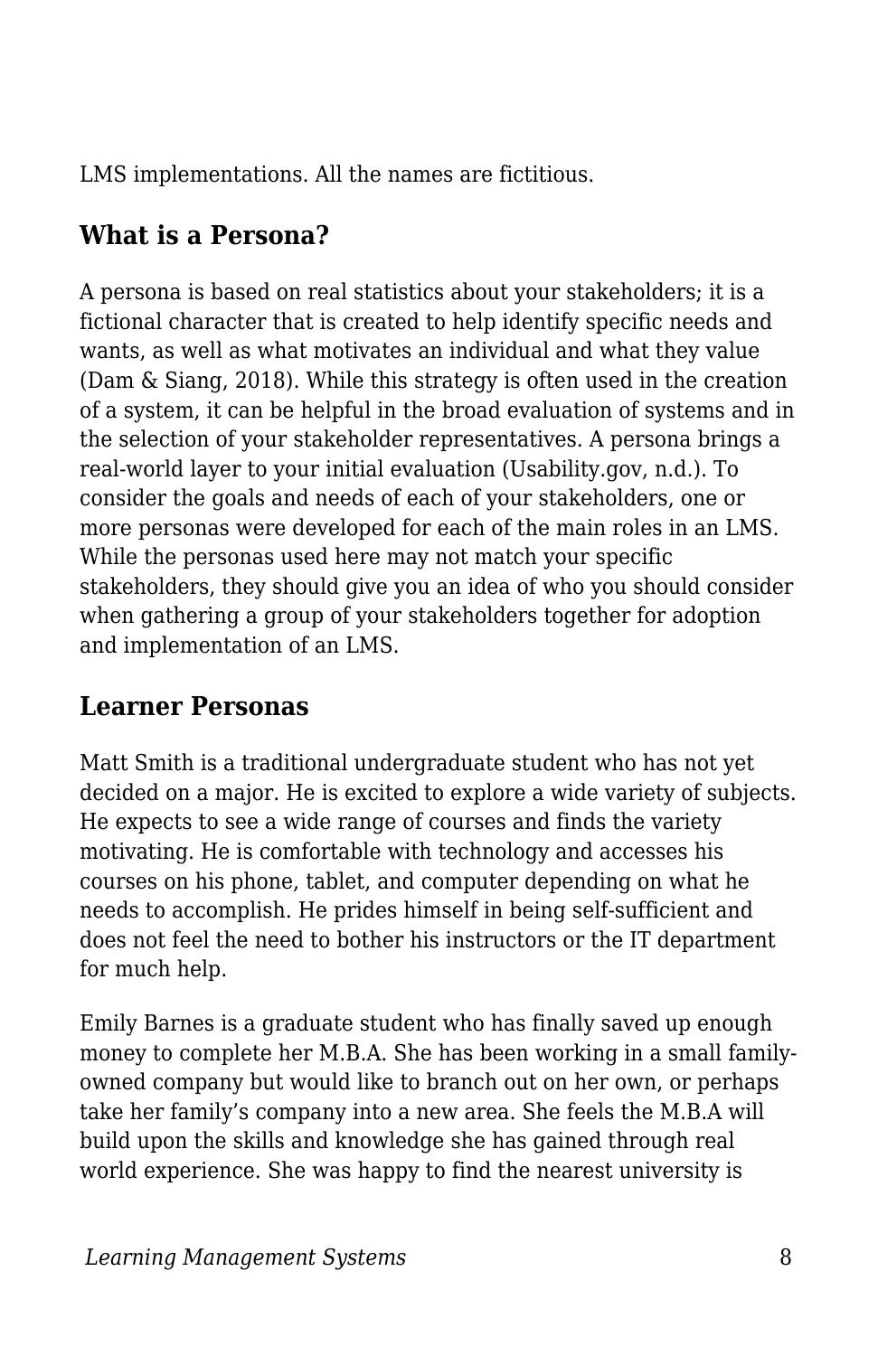LMS implementations. All the names are fictitious.

## What is a Persona?

A persona is based on real statistics about your stakeholders; it is a fictional character that is created to help identify specific needs and wants, as well as what motivates an individual and what they value (Dam & Siang, 2018). While this strategy is often used in the creation of a system, it can be helpful in the broad evaluation of systems and in the selection of your stakeholder representatives. A persona brings a real-world layer to your initial evaluation (Usability.gov, n.d.). To consider the goals and needs of each of your stakeholders, one or more personas were developed for each of the main roles in an LMS. While the personas used here may not match your specific stakeholders, they should give you an idea of who you should consider when gathering a group of your stakeholders together for adoption and implementation of an LMS.

## Learner Personas

Matt Smith is a traditional undergraduate student who has not yet decided on a major. He is excited to explore a wide variety of subjects. He expects to see a wide range of courses and finds the variety motivating. He is comfortable with technology and accesses his courses on his phone, tablet, and computer depending on what he needs to accomplish. He prides himself in being self-sufficient and does not feel the need to bother his instructors or the IT department for much help.

Emily Barnes is a graduate student who has finally saved up enough money to complete her M.B.A. She has been working in a small family-owned company but would like to branch out on her own, or perhaps take her family's company into a new area. She feels the M.B.A will build upon the skills and knowledge she has gained through real world experience. She was happy to find the nearest university is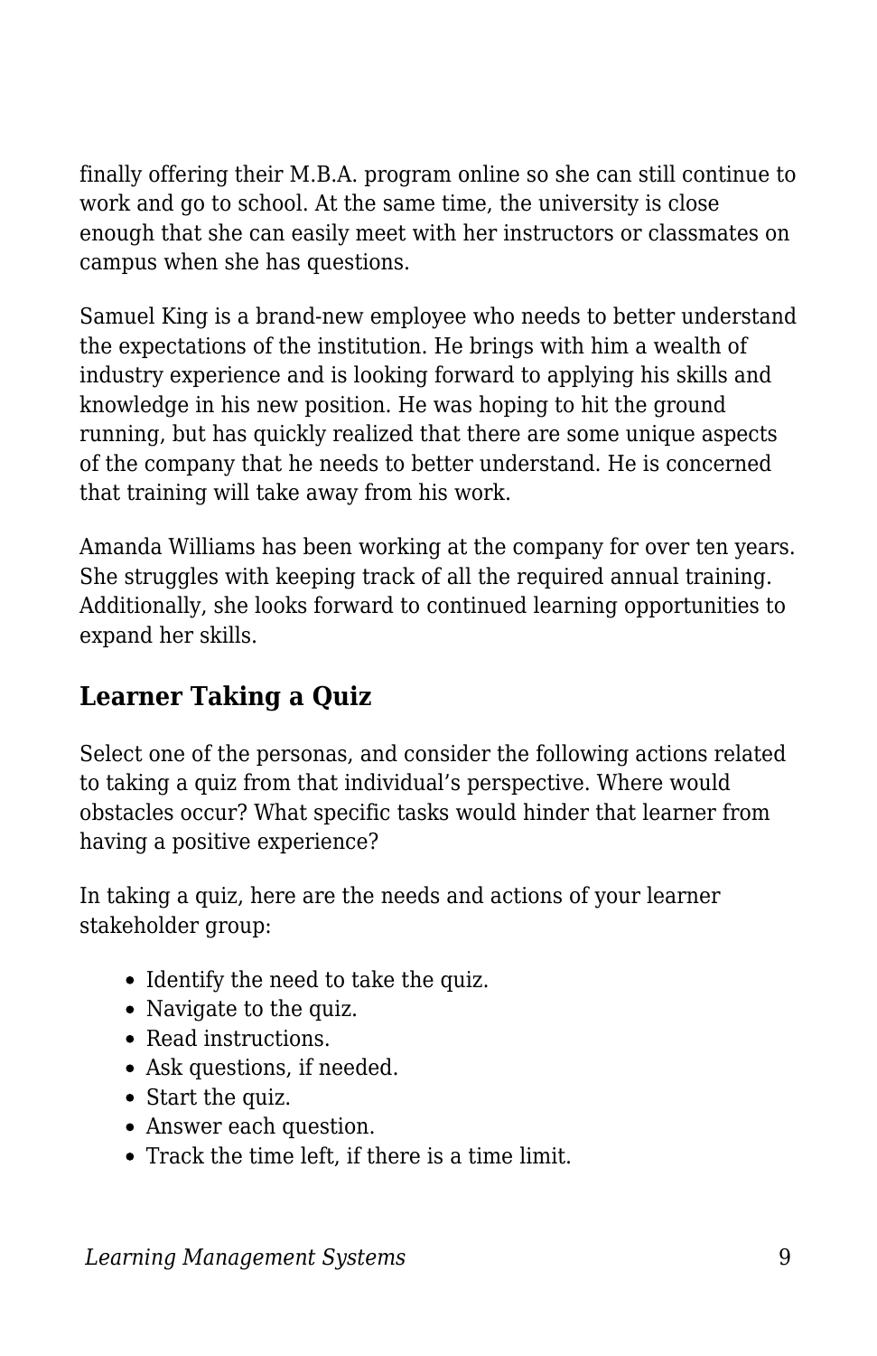finally offering their M.B.A. program online so she can still continue to work and go to school. At the same time, the university is close enough that she can easily meet with her instructors or classmates on campus when she has questions.

Samuel King is a brand-new employee who needs to better understand the expectations of the institution. He brings with him a wealth of industry experience and is looking forward to applying his skills and knowledge in his new position. He was hoping to hit the ground running, but has quickly realized that there are some unique aspects of the company that he needs to better understand. He is concerned that training will take away from his work.

Amanda Williams has been working at the company for over ten years. She struggles with keeping track of all the required annual training. Additionally, she looks forward to continued learning opportunities to expand her skills.

### Learner Taking a Quiz

Select one of the personas, and consider the following actions related to taking a quiz from that individual's perspective. Where would obstacles occur? What specific tasks would hinder that learner from having a positive experience?

In taking a quiz, here are the needs and actions of your learner stakeholder group:

- Identify the need to take the quiz.
- Navigate to the quiz.
- Read instructions.
- Ask questions, if needed.
- Start the quiz.
- Answer each question.
- Track the time left, if there is a time limit.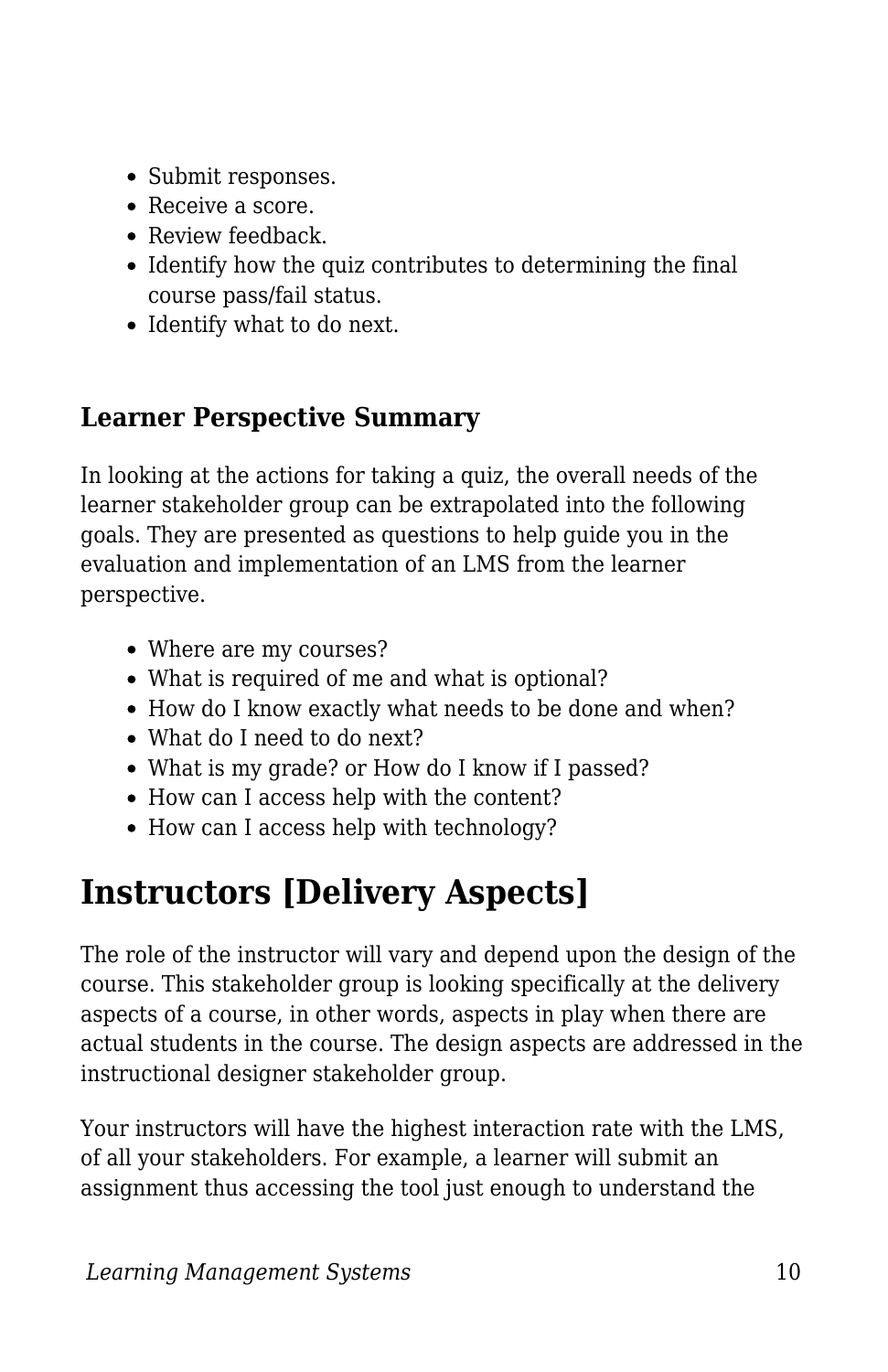- Submit responses.
- Receive a score.
- Review feedback.
- Identify how the quiz contributes to determining the final course pass/fail status.
- Identify what to do next.

### Learner Perspective Summary

In looking at the actions for taking a quiz, the overall needs of the learner stakeholder group can be extrapolated into the following goals. They are presented as questions to help guide you in the evaluation and implementation of an LMS from the learner perspective.

- Where are my courses?
- What is required of me and what is optional?
- How do I know exactly what needs to be done and when?
- What do I need to do next?
- What is my grade? or How do I know if I passed?
- How can I access help with the content?
- How can I access help with technology?

## Instructors [Delivery Aspects]

The role of the instructor will vary and depend upon the design of the course. This stakeholder group is looking specifically at the delivery aspects of a course, in other words, aspects in play when there are actual students in the course. The design aspects are addressed in the instructional designer stakeholder group.

Your instructors will have the highest interaction rate with the LMS, of all your stakeholders. For example, a learner will submit an assignment thus accessing the tool just enough to understand the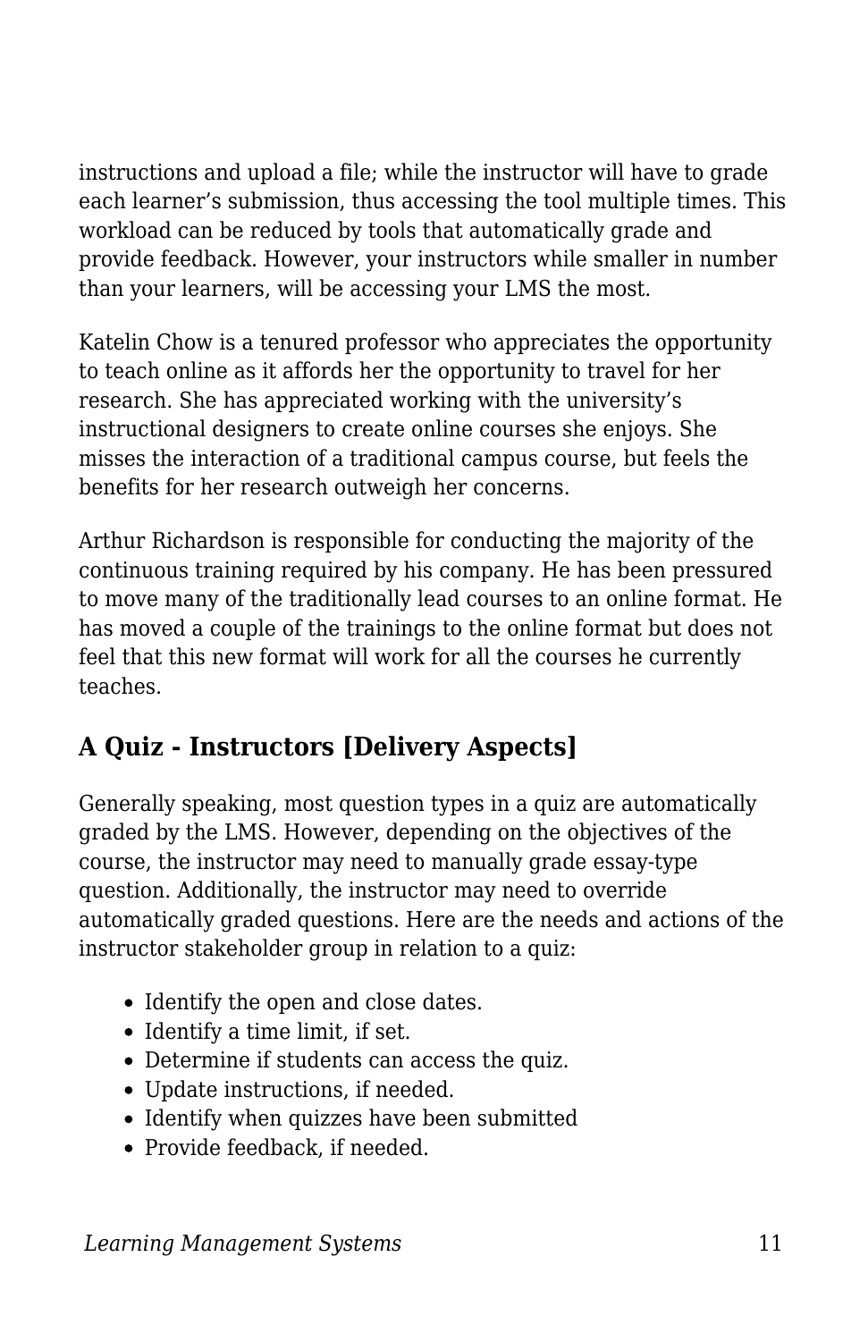instructions and upload a file; while the instructor will have to grade each learner's submission, thus accessing the tool multiple times. This workload can be reduced by tools that automatically grade and provide feedback. However, your instructors while smaller in number than your learners, will be accessing your LMS the most.

Katelin Chow is a tenured professor who appreciates the opportunity to teach online as it affords her the opportunity to travel for her research. She has appreciated working with the university's instructional designers to create online courses she enjoys. She misses the interaction of a traditional campus course, but feels the benefits for her research outweigh her concerns.

Arthur Richardson is responsible for conducting the majority of the continuous training required by his company. He has been pressured to move many of the traditionally lead courses to an online format. He has moved a couple of the trainings to the online format but does not feel that this new format will work for all the courses he currently teaches.

### A Quiz - Instructors [Delivery Aspects]

Generally speaking, most question types in a quiz are automatically graded by the LMS. However, depending on the objectives of the course, the instructor may need to manually grade essay-type question. Additionally, the instructor may need to override automatically graded questions. Here are the needs and actions of the instructor stakeholder group in relation to a quiz:

- Identify the open and close dates.
- Identify a time limit, if set.
- Determine if students can access the quiz.
- Update instructions, if needed.
- Identify when quizzes have been submitted
- Provide feedback, if needed.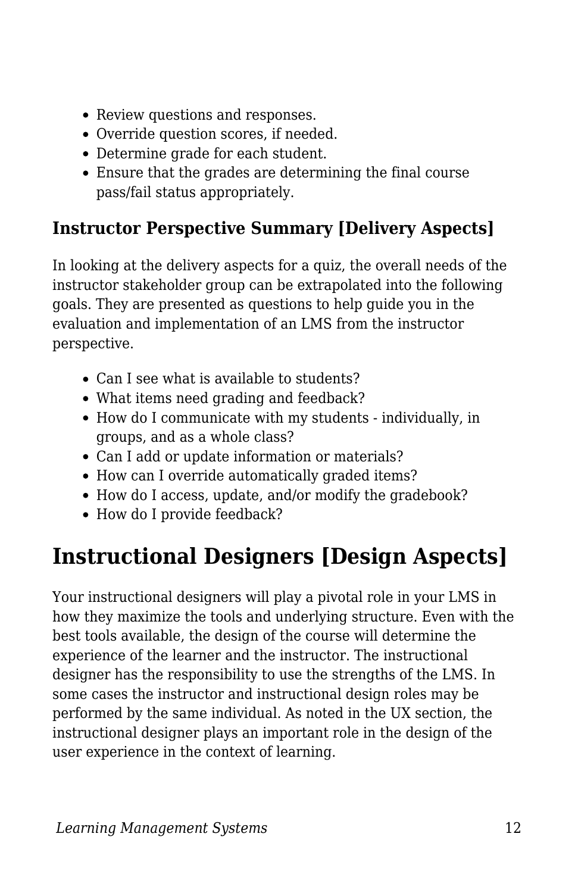- Review questions and responses.
- Override question scores, if needed.
- Determine grade for each student.
- Ensure that the grades are determining the final course pass/fail status appropriately.

### Instructor Perspective Summary [Delivery Aspects]

In looking at the delivery aspects for a quiz, the overall needs of the instructor stakeholder group can be extrapolated into the following goals. They are presented as questions to help guide you in the evaluation and implementation of an LMS from the instructor perspective.

- Can I see what is available to students?
- What items need grading and feedback?
- How do I communicate with my students - individually, in groups, and as a whole class?
- Can I add or update information or materials?
- How can I override automatically graded items?
- How do I access, update, and/or modify the gradebook?
- How do I provide feedback?

## Instructional Designers [Design Aspects]

Your instructional designers will play a pivotal role in your LMS in how they maximize the tools and underlying structure. Even with the best tools available, the design of the course will determine the experience of the learner and the instructor. The instructional designer has the responsibility to use the strengths of the LMS. In some cases the instructor and instructional design roles may be performed by the same individual. As noted in the UX section, the instructional designer plays an important role in the design of the user experience in the context of learning.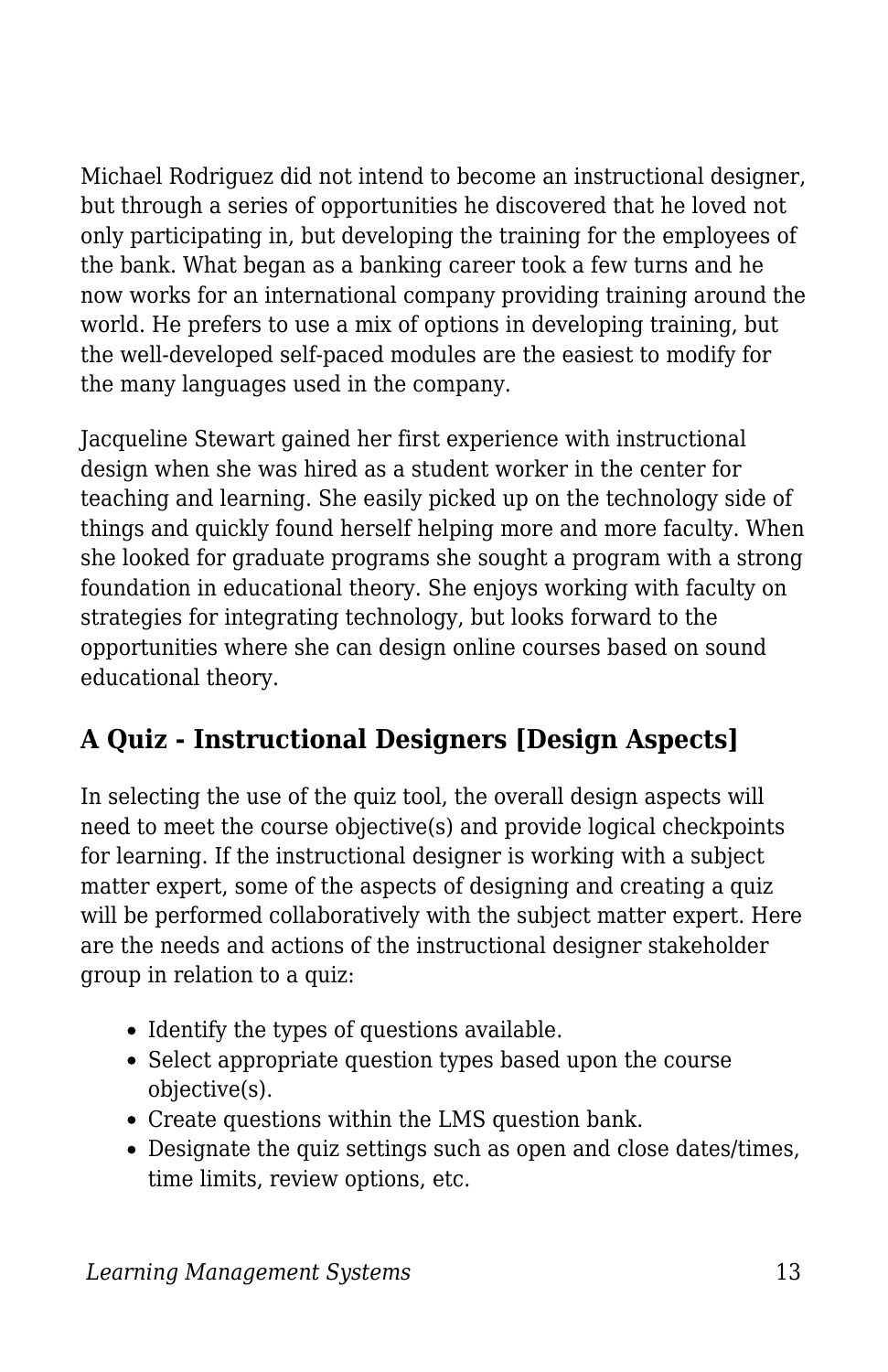Michael Rodriguez did not intend to become an instructional designer, but through a series of opportunities he discovered that he loved not only participating in, but developing the training for the employees of the bank. What began as a banking career took a few turns and he now works for an international company providing training around the world. He prefers to use a mix of options in developing training, but the well-developed self-paced modules are the easiest to modify for the many languages used in the company.

Jacqueline Stewart gained her first experience with instructional design when she was hired as a student worker in the center for teaching and learning. She easily picked up on the technology side of things and quickly found herself helping more and more faculty. When she looked for graduate programs she sought a program with a strong foundation in educational theory. She enjoys working with faculty on strategies for integrating technology, but looks forward to the opportunities where she can design online courses based on sound educational theory.

## A Quiz - Instructional Designers [Design Aspects]

In selecting the use of the quiz tool, the overall design aspects will need to meet the course objective(s) and provide logical checkpoints for learning. If the instructional designer is working with a subject matter expert, some of the aspects of designing and creating a quiz will be performed collaboratively with the subject matter expert. Here are the needs and actions of the instructional designer stakeholder group in relation to a quiz:

- Identify the types of questions available.
- Select appropriate question types based upon the course objective(s).
- Create questions within the LMS question bank.
- Designate the quiz settings such as open and close dates/times, time limits, review options, etc.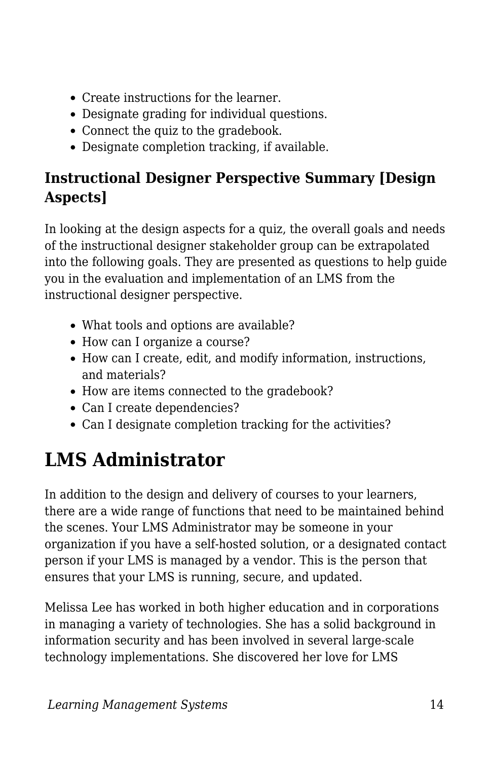- Create instructions for the learner.
- Designate grading for individual questions.
- Connect the quiz to the gradebook.
- Designate completion tracking, if available.

### Instructional Designer Perspective Summary [Design Aspects]

In looking at the design aspects for a quiz, the overall goals and needs of the instructional designer stakeholder group can be extrapolated into the following goals. They are presented as questions to help guide you in the evaluation and implementation of an LMS from the instructional designer perspective.

- What tools and options are available?
- How can I organize a course?
- How can I create, edit, and modify information, instructions, and materials?
- How are items connected to the gradebook?
- Can I create dependencies?
- Can I designate completion tracking for the activities?

## LMS Administrator

In addition to the design and delivery of courses to your learners, there are a wide range of functions that need to be maintained behind the scenes. Your LMS Administrator may be someone in your organization if you have a self-hosted solution, or a designated contact person if your LMS is managed by a vendor. This is the person that ensures that your LMS is running, secure, and updated.

Melissa Lee has worked in both higher education and in corporations in managing a variety of technologies. She has a solid background in information security and has been involved in several large-scale technology implementations. She discovered her love for LMS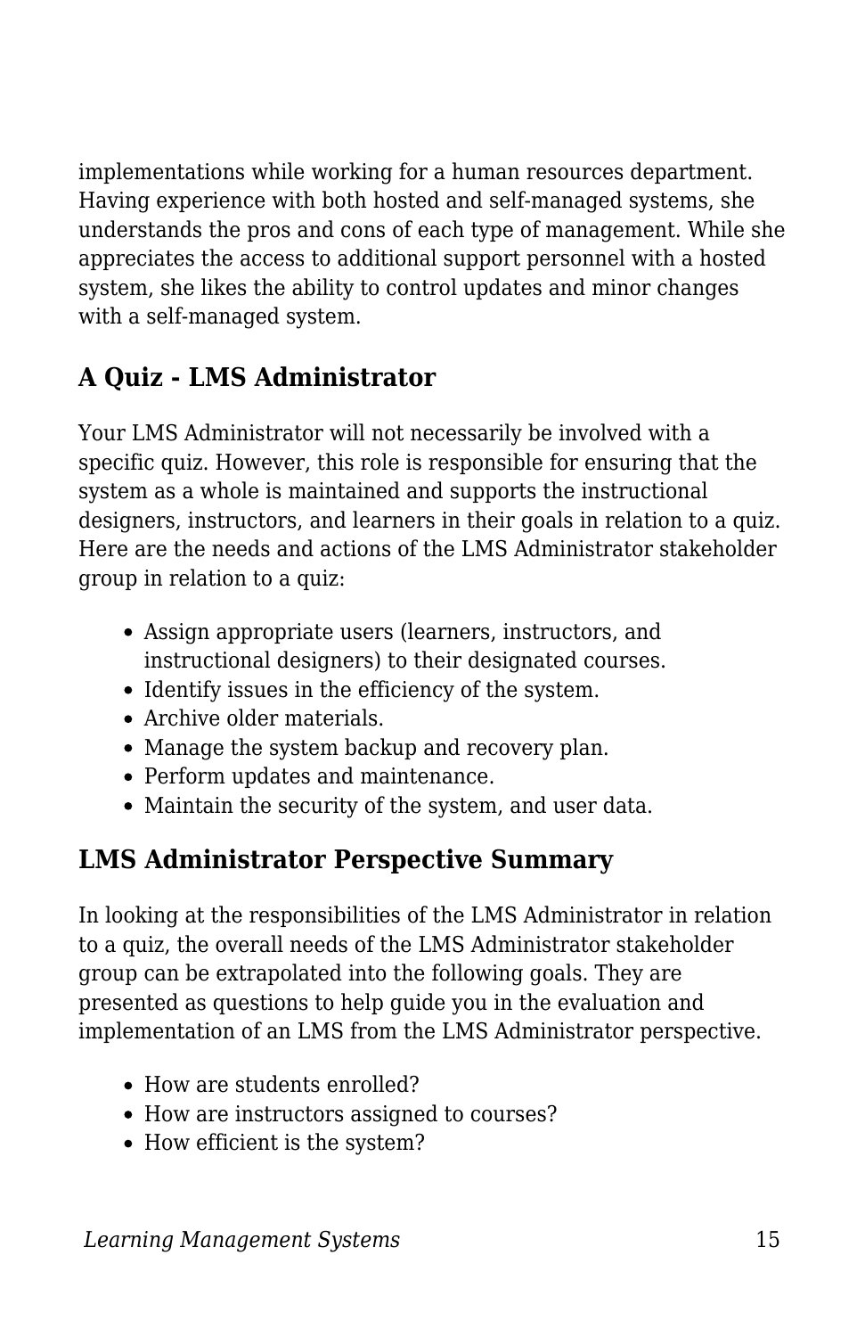implementations while working for a human resources department. Having experience with both hosted and self-managed systems, she understands the pros and cons of each type of management. While she appreciates the access to additional support personnel with a hosted system, she likes the ability to control updates and minor changes with a self-managed system.

## A Quiz - LMS Administrator

Your LMS Administrator will not necessarily be involved with a specific quiz. However, this role is responsible for ensuring that the system as a whole is maintained and supports the instructional designers, instructors, and learners in their goals in relation to a quiz. Here are the needs and actions of the LMS Administrator stakeholder group in relation to a quiz:

- Assign appropriate users (learners, instructors, and instructional designers) to their designated courses.
- Identify issues in the efficiency of the system.
- Archive older materials.
- Manage the system backup and recovery plan.
- Perform updates and maintenance.
- Maintain the security of the system, and user data.

## LMS Administrator Perspective Summary

In looking at the responsibilities of the LMS Administrator in relation to a quiz, the overall needs of the LMS Administrator stakeholder group can be extrapolated into the following goals. They are presented as questions to help guide you in the evaluation and implementation of an LMS from the LMS Administrator perspective.

- How are students enrolled?
- How are instructors assigned to courses?
- How efficient is the system?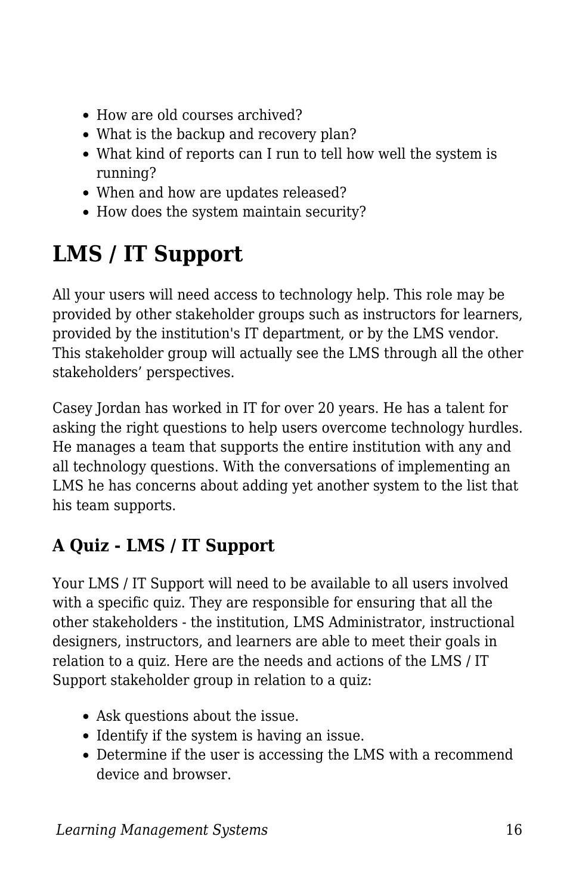- How are old courses archived?
- What is the backup and recovery plan?
- What kind of reports can I run to tell how well the system is running?
- When and how are updates released?
- How does the system maintain security?

## LMS / IT Support

All your users will need access to technology help. This role may be provided by other stakeholder groups such as instructors for learners, provided by the institution's IT department, or by the LMS vendor. This stakeholder group will actually see the LMS through all the other stakeholders' perspectives.

Casey Jordan has worked in IT for over 20 years. He has a talent for asking the right questions to help users overcome technology hurdles. He manages a team that supports the entire institution with any and all technology questions. With the conversations of implementing an LMS he has concerns about adding yet another system to the list that his team supports.

### A Quiz - LMS / IT Support

Your LMS / IT Support will need to be available to all users involved with a specific quiz. They are responsible for ensuring that all the other stakeholders - the institution, LMS Administrator, instructional designers, instructors, and learners are able to meet their goals in relation to a quiz. Here are the needs and actions of the LMS / IT Support stakeholder group in relation to a quiz:

- Ask questions about the issue.
- Identify if the system is having an issue.
- Determine if the user is accessing the LMS with a recommend device and browser.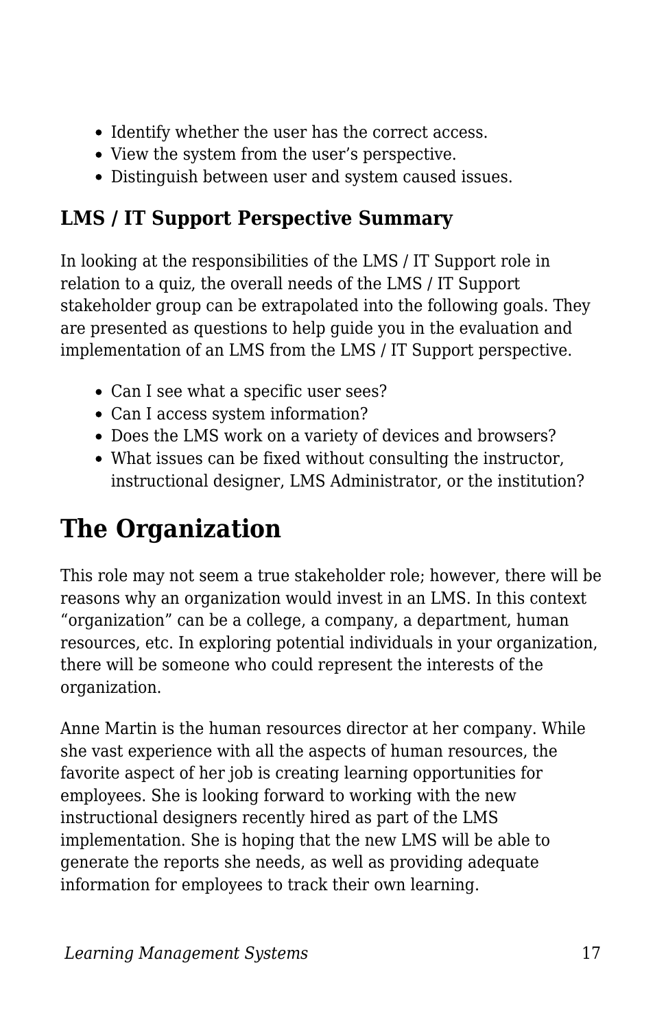- Identify whether the user has the correct access.
- View the system from the user's perspective.
- Distinguish between user and system caused issues.

### LMS / IT Support Perspective Summary

In looking at the responsibilities of the LMS / IT Support role in relation to a quiz, the overall needs of the LMS / IT Support stakeholder group can be extrapolated into the following goals. They are presented as questions to help guide you in the evaluation and implementation of an LMS from the LMS / IT Support perspective.

- Can I see what a specific user sees?
- Can I access system information?
- Does the LMS work on a variety of devices and browsers?
- What issues can be fixed without consulting the instructor, instructional designer, LMS Administrator, or the institution?

## The Organization

This role may not seem a true stakeholder role; however, there will be reasons why an organization would invest in an LMS. In this context "organization" can be a college, a company, a department, human resources, etc. In exploring potential individuals in your organization, there will be someone who could represent the interests of the organization.

Anne Martin is the human resources director at her company. While she vast experience with all the aspects of human resources, the favorite aspect of her job is creating learning opportunities for employees. She is looking forward to working with the new instructional designers recently hired as part of the LMS implementation. She is hoping that the new LMS will be able to generate the reports she needs, as well as providing adequate information for employees to track their own learning.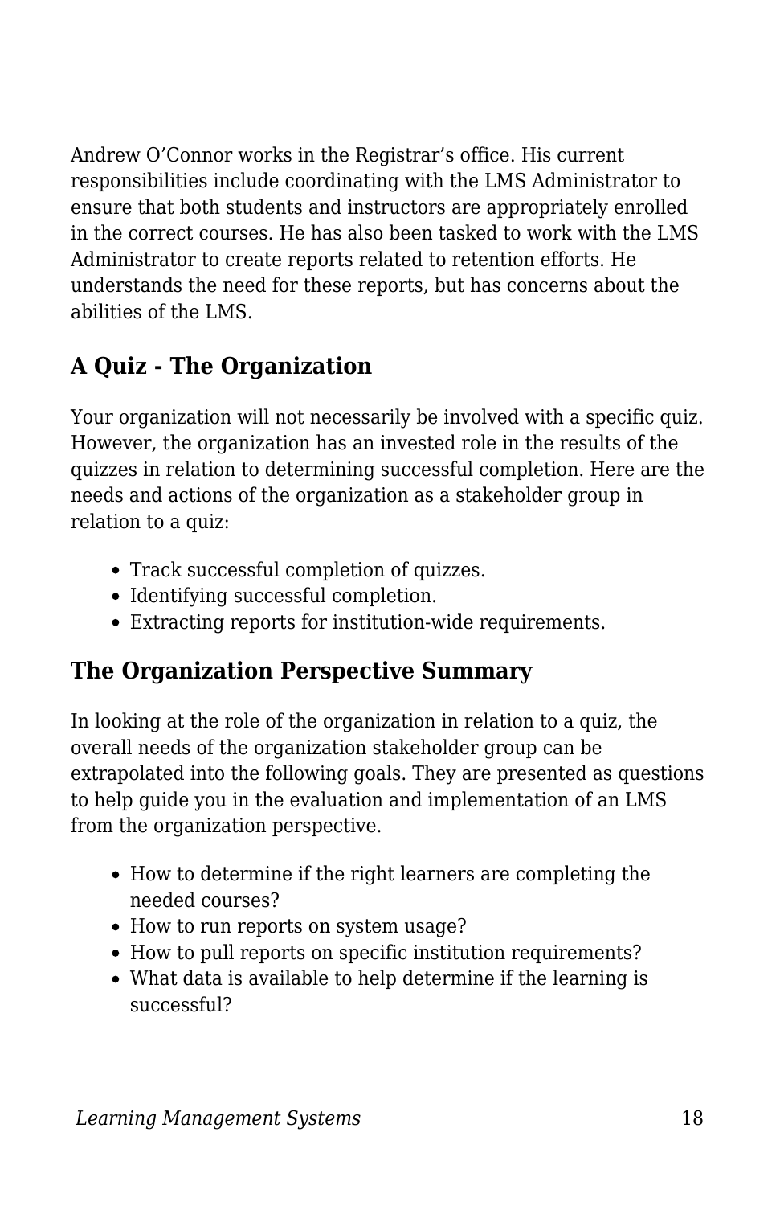Andrew O’Connor works in the Registrar’s office. His current responsibilities include coordinating with the LMS Administrator to ensure that both students and instructors are appropriately enrolled in the correct courses. He has also been tasked to work with the LMS Administrator to create reports related to retention efforts. He understands the need for these reports, but has concerns about the abilities of the LMS.

## A Quiz - The Organization

Your organization will not necessarily be involved with a specific quiz. However, the organization has an invested role in the results of the quizzes in relation to determining successful completion. Here are the needs and actions of the organization as a stakeholder group in relation to a quiz:

- Track successful completion of quizzes.
- Identifying successful completion.
- Extracting reports for institution-wide requirements.

## The Organization Perspective Summary

In looking at the role of the organization in relation to a quiz, the overall needs of the organization stakeholder group can be extrapolated into the following goals. They are presented as questions to help guide you in the evaluation and implementation of an LMS from the organization perspective.

- How to determine if the right learners are completing the needed courses?
- How to run reports on system usage?
- How to pull reports on specific institution requirements?
- What data is available to help determine if the learning is successful?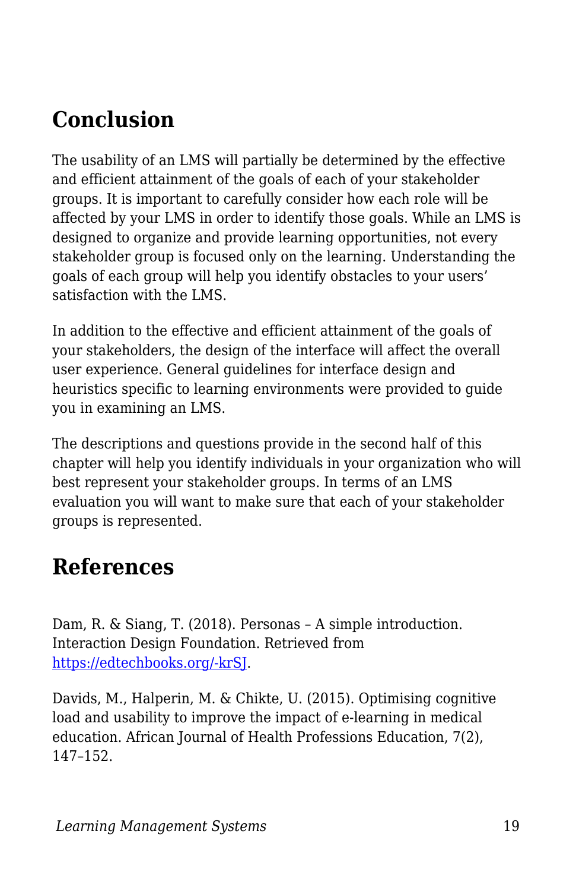## Conclusion

The usability of an LMS will partially be determined by the effective and efficient attainment of the goals of each of your stakeholder groups. It is important to carefully consider how each role will be affected by your LMS in order to identify those goals. While an LMS is designed to organize and provide learning opportunities, not every stakeholder group is focused only on the learning. Understanding the goals of each group will help you identify obstacles to your users' satisfaction with the LMS.

In addition to the effective and efficient attainment of the goals of your stakeholders, the design of the interface will affect the overall user experience. General guidelines for interface design and heuristics specific to learning environments were provided to guide you in examining an LMS.

The descriptions and questions provide in the second half of this chapter will help you identify individuals in your organization who will best represent your stakeholder groups. In terms of an LMS evaluation you will want to make sure that each of your stakeholder groups is represented.

## References

Dam, R. & Siang, T. (2018). Personas – A simple introduction. Interaction Design Foundation. Retrieved from [https://edtechbooks.org/-krSJ](https://edtechbooks.org/-krSJ).

Davids, M., Halperin, M. & Chikte, U. (2015). Optimising cognitive load and usability to improve the impact of e-learning in medical education. African Journal of Health Professions Education, 7(2), 147–152.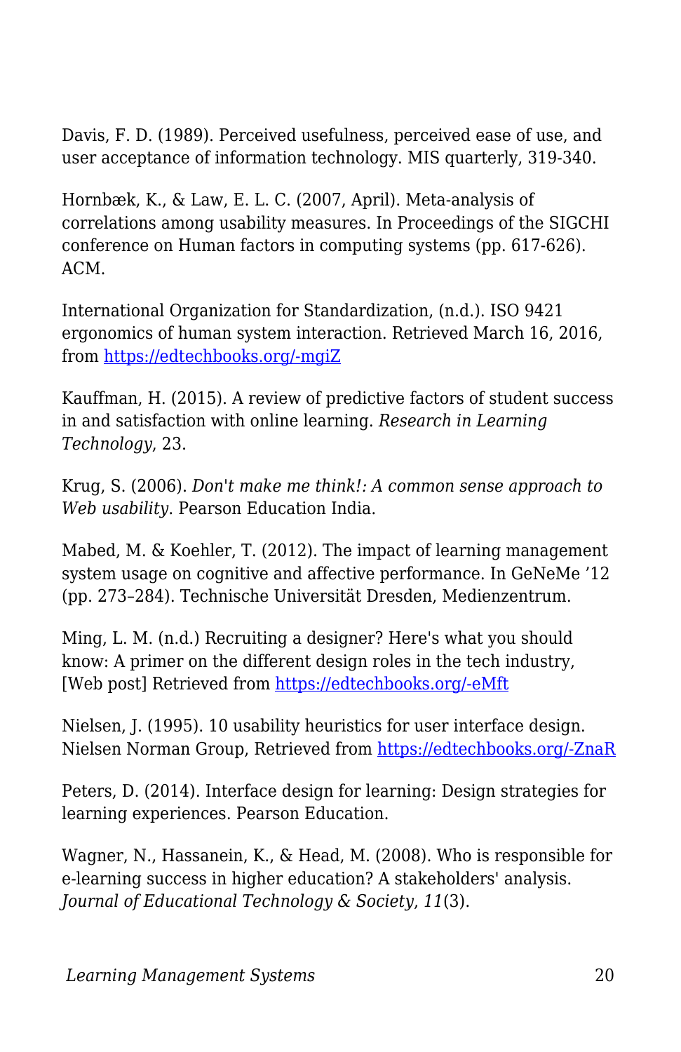Davis, F. D. (1989). Perceived usefulness, perceived ease of use, and user acceptance of information technology. MIS quarterly, 319-340.

Hornbæk, K., & Law, E. L. C. (2007, April). Meta-analysis of correlations among usability measures. In Proceedings of the SIGCHI conference on Human factors in computing systems (pp. 617-626). ACM.

International Organization for Standardization, (n.d.). ISO 9421 ergonomics of human system interaction. Retrieved March 16, 2016, from [https://edtechbooks.org/-mgiZ](https://edtechbooks.org/-mgiZ)

Kauffman, H. (2015). A review of predictive factors of student success in and satisfaction with online learning. *Research in Learning Technology*, 23.

Krug, S. (2006). *Don't make me think!: A common sense approach to Web usability*. Pearson Education India.

Mabed, M. & Koehler, T. (2012). The impact of learning management system usage on cognitive and affective performance. In GeNeMe '12 (pp. 273–284). Technische Universität Dresden, Medienzentrum.

Ming, L. M. (n.d.) Recruiting a designer? Here's what you should know: A primer on the different design roles in the tech industry, [Web post] Retrieved from [https://edtechbooks.org/-eMft](https://edtechbooks.org/-eMft)

Nielsen, J. (1995). 10 usability heuristics for user interface design. Nielsen Norman Group, Retrieved from [https://edtechbooks.org/-ZnaR](https://edtechbooks.org/-ZnaR)

Peters, D. (2014). Interface design for learning: Design strategies for learning experiences. Pearson Education.

Wagner, N., Hassanein, K., & Head, M. (2008). Who is responsible for e-learning success in higher education? A stakeholders' analysis. *Journal of Educational Technology & Society*, *11*(3).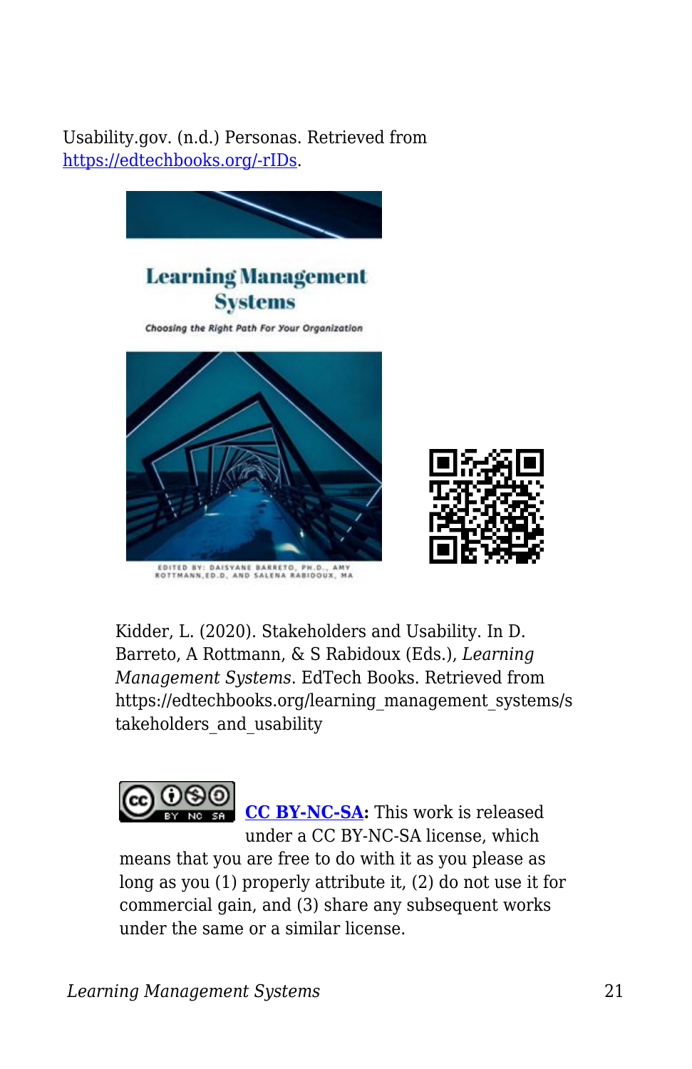Usability.gov. (n.d.) Personas. Retrieved from [https://edtechbooks.org/-rIDs](https://edtechbooks.org/-rIDs).

Kidder, L. (2020). Stakeholders and Usability. In D. Barreto, A Rottmann, & S Rabidoux (Eds.), *Learning Management Systems*. EdTech Books. Retrieved from https://edtechbooks.org/learning_management_systems/stakeholders_and_usability

**[CC BY-NC-SA](https://creativecommons.org/licenses/by-nc-sa/4.0):** This work is released under a CC BY-NC-SA license, which means that you are free to do with it as you please as long as you (1) properly attribute it, (2) do not use it for commercial gain, and (3) share any subsequent works under the same or a similar license.